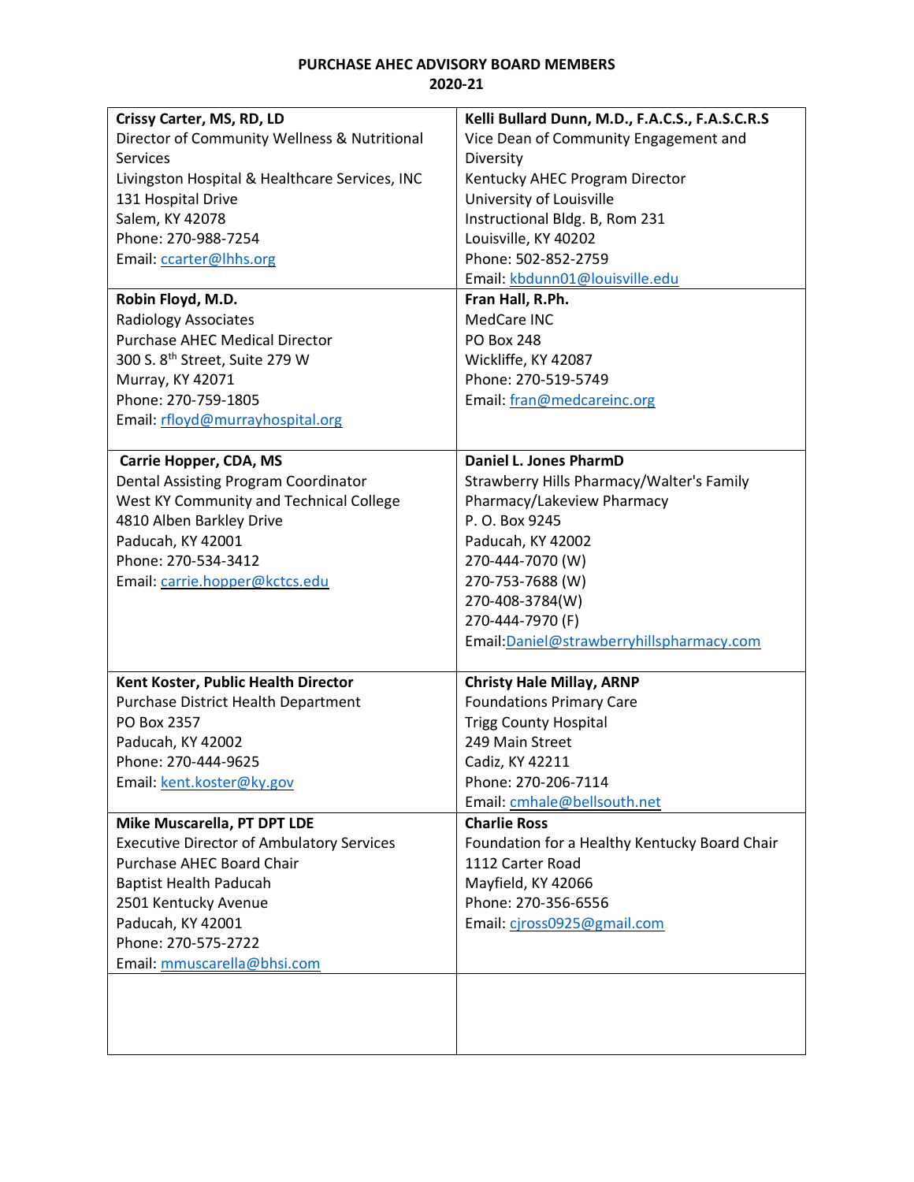# PURCHASE AHEC ADVISORY BOARD MEMBERS
## 2020-21

| | |
|---|---|
| **Crissy Carter, MS, RD, LD**<br>Director of Community Wellness & Nutritional Services<br>Livingston Hospital & Healthcare Services, INC<br>131 Hospital Drive<br>Salem, KY 42078<br>Phone: 270-988-7254<br>Email: ccarter@lhhs.org | **Kelli Bullard Dunn, M.D., F.A.C.S., F.A.S.C.R.S**<br>Vice Dean of Community Engagement and Diversity<br>Kentucky AHEC Program Director<br>University of Louisville<br>Instructional Bldg. B, Rom 231<br>Louisville, KY 40202<br>Phone: 502-852-2759<br>Email: kbdunn01@louisville.edu |
| **Robin Floyd, M.D.**<br>Radiology Associates<br>Purchase AHEC Medical Director<br>300 S. 8th Street, Suite 279 W<br>Murray, KY 42071<br>Phone: 270-759-1805<br>Email: rfloyd@murrayhospital.org | **Fran Hall, R.Ph.**<br>MedCare INC<br>PO Box 248<br>Wickliffe, KY 42087<br>Phone: 270-519-5749<br>Email: fran@medcareinc.org |
| **Carrie Hopper, CDA, MS**<br>Dental Assisting Program Coordinator<br>West KY Community and Technical College<br>4810 Alben Barkley Drive<br>Paducah, KY 42001<br>Phone: 270-534-3412<br>Email: carrie.hopper@kctcs.edu | **Daniel L. Jones PharmD**<br>Strawberry Hills Pharmacy/Walter's Family Pharmacy/Lakeview Pharmacy<br>P. O. Box 9245<br>Paducah, KY 42002<br>270-444-7070 (W)<br>270-753-7688 (W)<br>270-408-3784(W)<br>270-444-7970 (F)<br>Email:Daniel@strawberryhillspharmacy.com |
| **Kent Koster, Public Health Director**<br>Purchase District Health Department<br>PO Box 2357<br>Paducah, KY 42002<br>Phone: 270-444-9625<br>Email: kent.koster@ky.gov | **Christy Hale Millay, ARNP**<br>Foundations Primary Care<br>Trigg County Hospital<br>249 Main Street<br>Cadiz, KY 42211<br>Phone: 270-206-7114<br>Email: cmhale@bellsouth.net |
| **Mike Muscarella, PT DPT LDE**<br>Executive Director of Ambulatory Services<br>Purchase AHEC Board Chair<br>Baptist Health Paducah<br>2501 Kentucky Avenue<br>Paducah, KY 42001<br>Phone: 270-575-2722<br>Email: mmuscarella@bhsi.com | **Charlie Ross**<br>Foundation for a Healthy Kentucky Board Chair<br>1112 Carter Road<br>Mayfield, KY 42066<br>Phone: 270-356-6556<br>Email: cjross0925@gmail.com |
| | |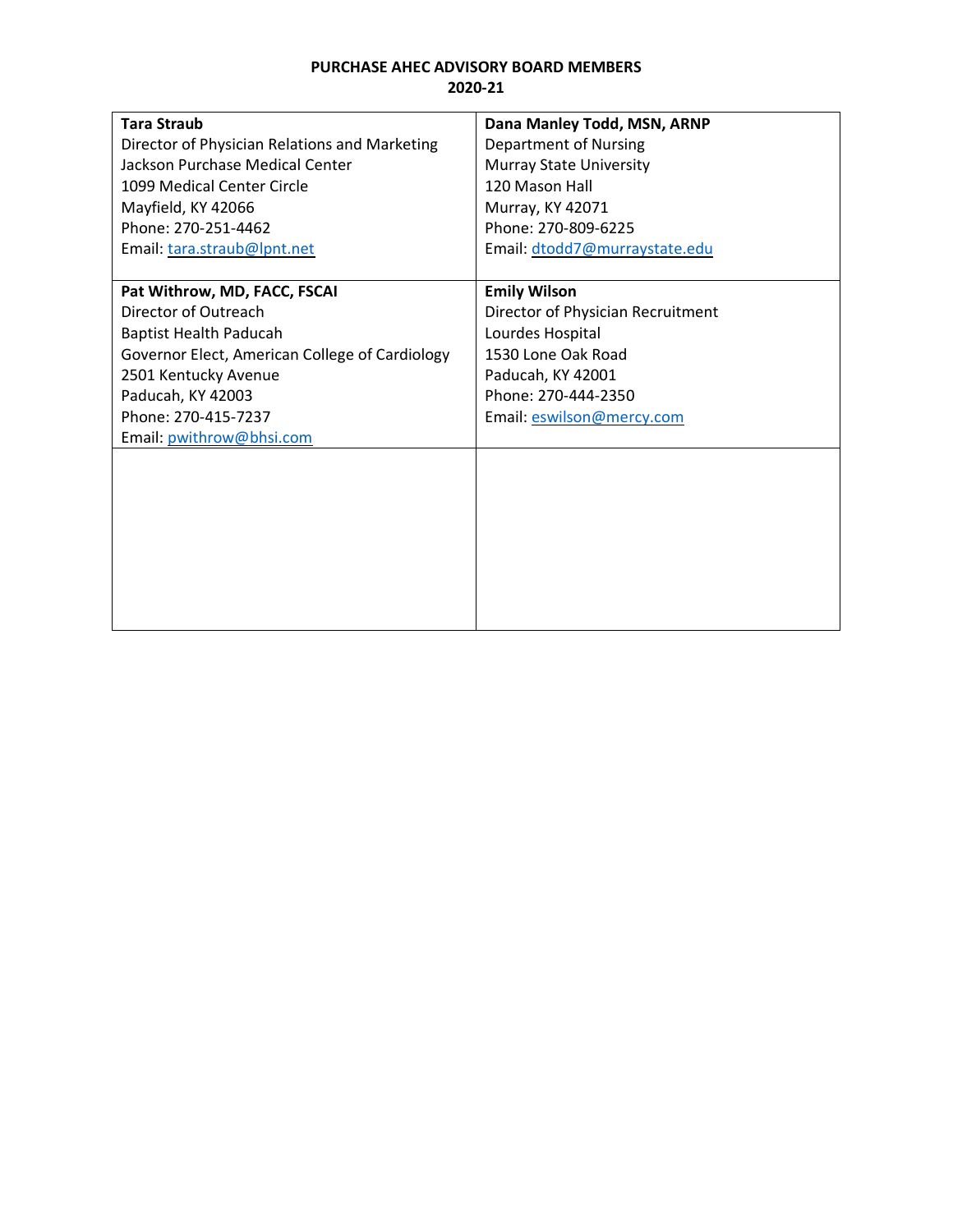**PURCHASE AHEC ADVISORY BOARD MEMBERS**
**2020-21**

| | |
|---|---|
| **Tara Straub**<br>Director of Physician Relations and Marketing<br>Jackson Purchase Medical Center<br>1099 Medical Center Circle<br>Mayfield, KY 42066<br>Phone: 270-251-4462<br>Email: tara.straub@lpnt.net | **Dana Manley Todd, MSN, ARNP**<br>Department of Nursing<br>Murray State University<br>120 Mason Hall<br>Murray, KY 42071<br>Phone: 270-809-6225<br>Email: dtodd7@murraystate.edu |
| **Pat Withrow, MD, FACC, FSCAI**<br>Director of Outreach<br>Baptist Health Paducah<br>Governor Elect, American College of Cardiology<br>2501 Kentucky Avenue<br>Paducah, KY 42003<br>Phone: 270-415-7237<br>Email: pwithrow@bhsi.com | **Emily Wilson**<br>Director of Physician Recruitment<br>Lourdes Hospital<br>1530 Lone Oak Road<br>Paducah, KY 42001<br>Phone: 270-444-2350<br>Email: eswilson@mercy.com |
| | |